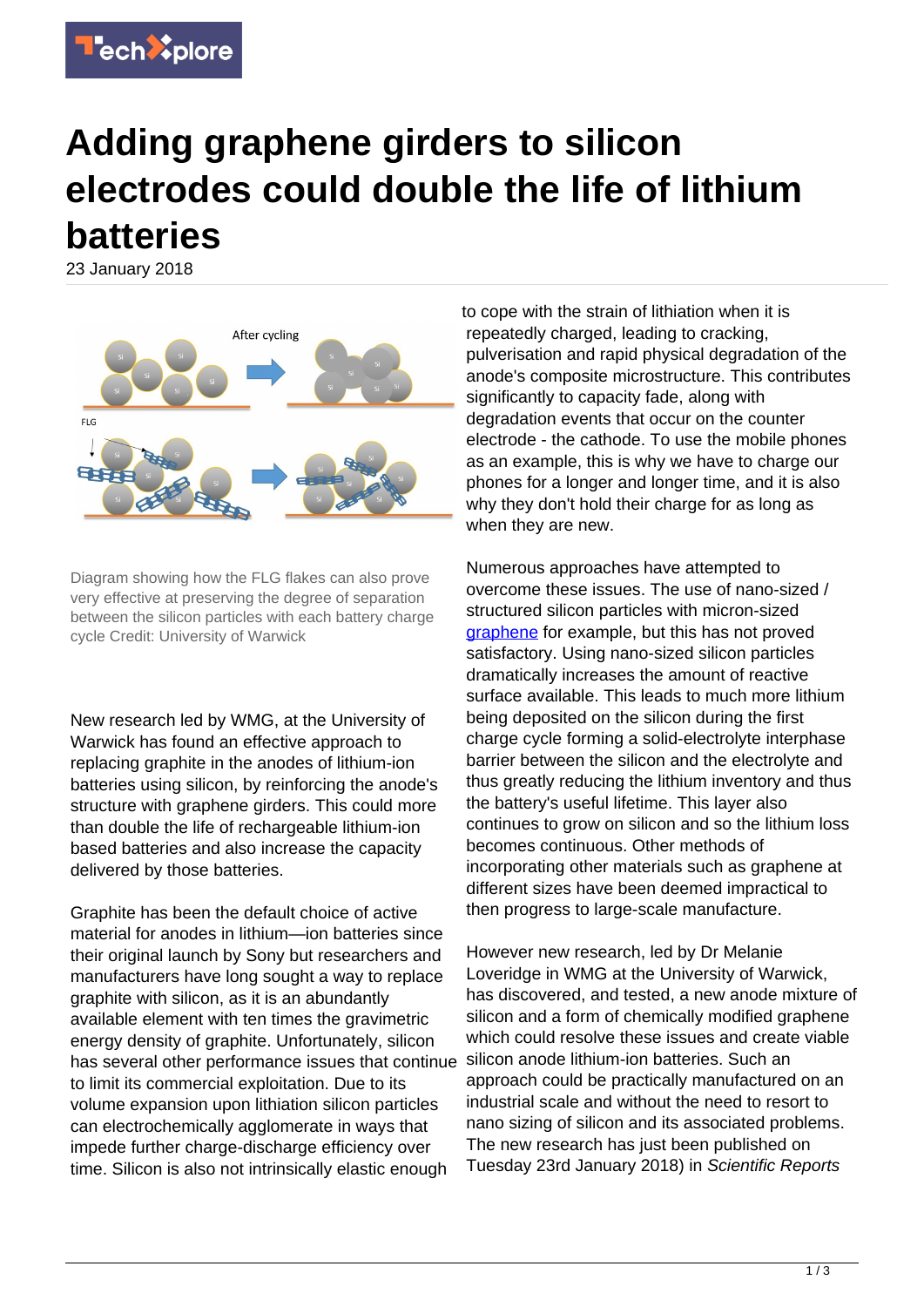# Adding graphene girders to silicon electrodes could double the life of lithium batteries

23 January 2018

Diagram showing how the FLG flakes can also prove very effective at preserving the degree of separation between the silicon particles with each battery charge cycle Credit: University of Warwick

New research led by WMG, at the University of Warwick has found an effective approach to replacing graphite in the anodes of lithium-ion batteries using silicon, by reinforcing the anode's structure with graphene girders. This could more than double the life of rechargeable lithium-ion based batteries and also increase the capacity delivered by those batteries.

Graphite has been the default choice of active material for anodes in lithium—ion batteries since their original launch by Sony but researchers and manufacturers have long sought a way to replace graphite with silicon, as it is an abundantly available element with ten times the gravimetric energy density of graphite. Unfortunately, silicon has several other performance issues that continue to limit its commercial exploitation. Due to its volume expansion upon lithiation silicon particles can electrochemically agglomerate in ways that impede further charge-discharge efficiency over time. Silicon is also not intrinsically elastic enough to cope with the strain of lithiation when it is repeatedly charged, leading to cracking, pulverisation and rapid physical degradation of the anode's composite microstructure. This contributes significantly to capacity fade, along with degradation events that occur on the counter electrode - the cathode. To use the mobile phones as an example, this is why we have to charge our phones for a longer and longer time, and it is also why they don't hold their charge for as long as when they are new.

Numerous approaches have attempted to overcome these issues. The use of nano-sized / structured silicon particles with micron-sized graphene for example, but this has not proved satisfactory. Using nano-sized silicon particles dramatically increases the amount of reactive surface available. This leads to much more lithium being deposited on the silicon during the first charge cycle forming a solid-electrolyte interphase barrier between the silicon and the electrolyte and thus greatly reducing the lithium inventory and thus the battery's useful lifetime. This layer also continues to grow on silicon and so the lithium loss becomes continuous. Other methods of incorporating other materials such as graphene at different sizes have been deemed impractical to then progress to large-scale manufacture.

However new research, led by Dr Melanie Loveridge in WMG at the University of Warwick, has discovered, and tested, a new anode mixture of silicon and a form of chemically modified graphene which could resolve these issues and create viable silicon anode lithium-ion batteries. Such an approach could be practically manufactured on an industrial scale and without the need to resort to nano sizing of silicon and its associated problems. The new research has just been published on Tuesday 23rd January 2018) in *Scientific Reports*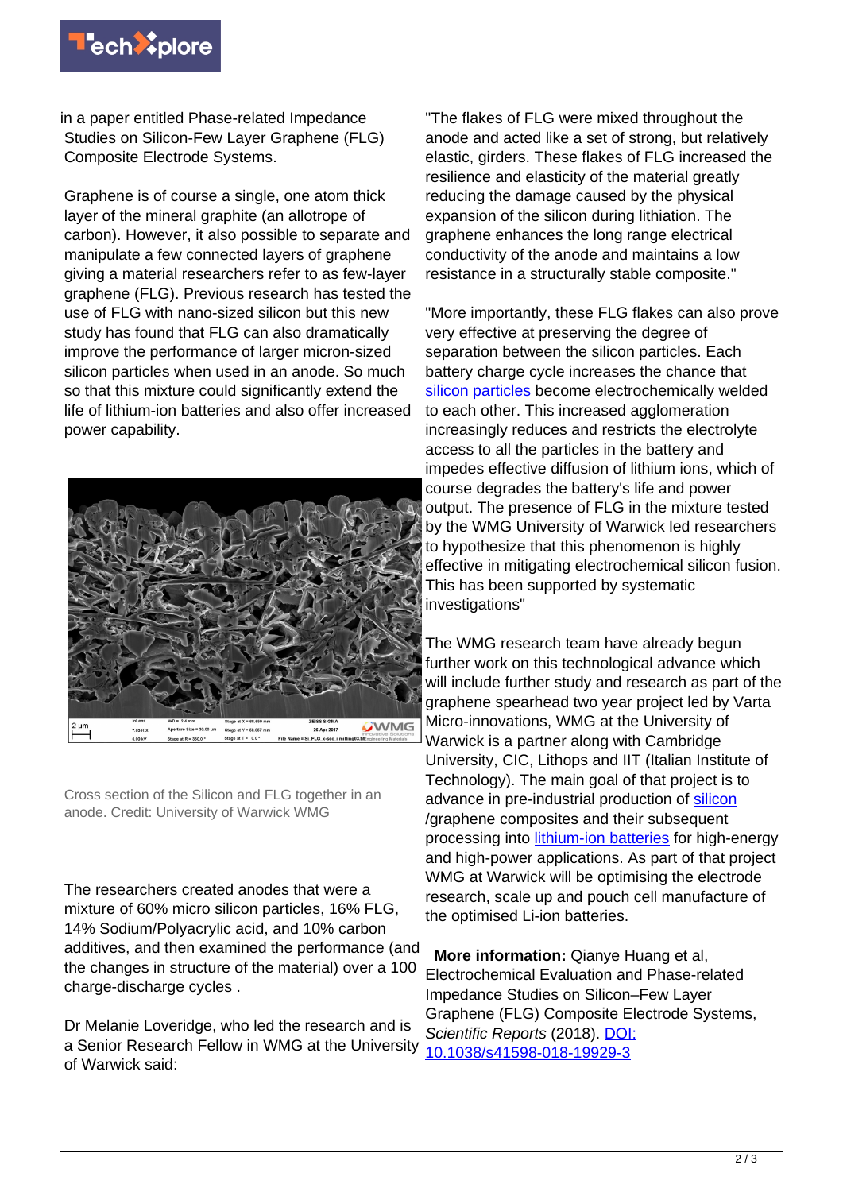in a paper entitled Phase-related Impedance Studies on Silicon-Few Layer Graphene (FLG) Composite Electrode Systems.

Graphene is of course a single, one atom thick layer of the mineral graphite (an allotrope of carbon). However, it also possible to separate and manipulate a few connected layers of graphene giving a material researchers refer to as few-layer graphene (FLG). Previous research has tested the use of FLG with nano-sized silicon but this new study has found that FLG can also dramatically improve the performance of larger micron-sized silicon particles when used in an anode. So much so that this mixture could significantly extend the life of lithium-ion batteries and also offer increased power capability.

Cross section of the Silicon and FLG together in an anode. Credit: University of Warwick WMG

The researchers created anodes that were a mixture of 60% micro silicon particles, 16% FLG, 14% Sodium/Polyacrylic acid, and 10% carbon additives, and then examined the performance (and the changes in structure of the material) over a 100 charge-discharge cycles .

Dr Melanie Loveridge, who led the research and is a Senior Research Fellow in WMG at the University of Warwick said:

"The flakes of FLG were mixed throughout the anode and acted like a set of strong, but relatively elastic, girders. These flakes of FLG increased the resilience and elasticity of the material greatly reducing the damage caused by the physical expansion of the silicon during lithiation. The graphene enhances the long range electrical conductivity of the anode and maintains a low resistance in a structurally stable composite."

"More importantly, these FLG flakes can also prove very effective at preserving the degree of separation between the silicon particles. Each battery charge cycle increases the chance that silicon particles become electrochemically welded to each other. This increased agglomeration increasingly reduces and restricts the electrolyte access to all the particles in the battery and impedes effective diffusion of lithium ions, which of course degrades the battery's life and power output. The presence of FLG in the mixture tested by the WMG University of Warwick led researchers to hypothesize that this phenomenon is highly effective in mitigating electrochemical silicon fusion. This has been supported by systematic investigations"

The WMG research team have already begun further work on this technological advance which will include further study and research as part of the graphene spearhead two year project led by Varta Micro-innovations, WMG at the University of Warwick is a partner along with Cambridge University, CIC, Lithops and IIT (Italian Institute of Technology). The main goal of that project is to advance in pre-industrial production of silicon /graphene composites and their subsequent processing into lithium-ion batteries for high-energy and high-power applications. As part of that project WMG at Warwick will be optimising the electrode research, scale up and pouch cell manufacture of the optimised Li-ion batteries.

**More information:** Qianye Huang et al, Electrochemical Evaluation and Phase-related Impedance Studies on Silicon–Few Layer Graphene (FLG) Composite Electrode Systems, *Scientific Reports* (2018). DOI: 10.1038/s41598-018-19929-3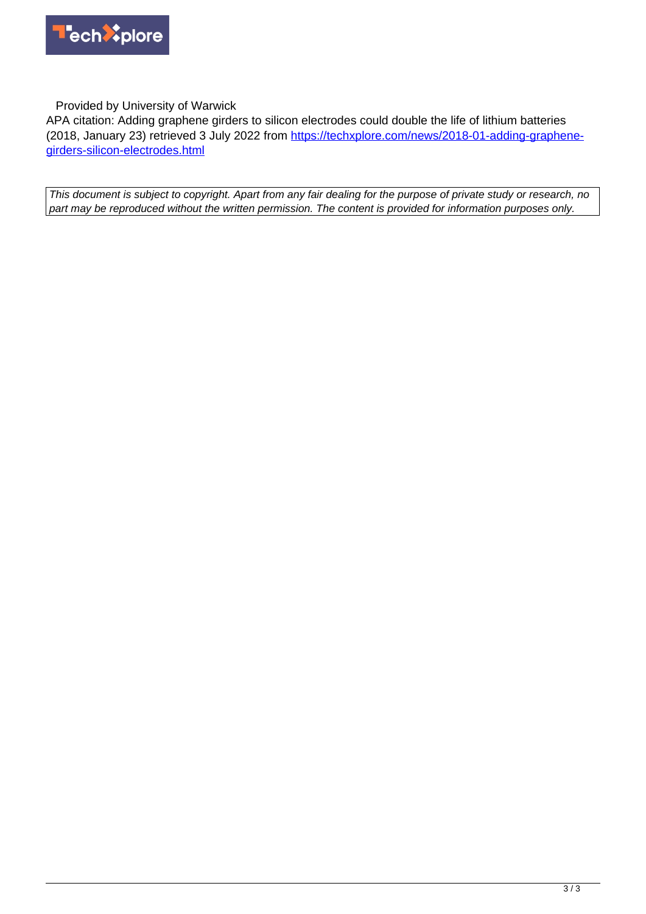Provided by University of Warwick

APA citation: Adding graphene girders to silicon electrodes could double the life of lithium batteries (2018, January 23) retrieved 3 July 2022 from https://techxplore.com/news/2018-01-adding-graphene-girders-silicon-electrodes.html

*This document is subject to copyright. Apart from any fair dealing for the purpose of private study or research, no part may be reproduced without the written permission. The content is provided for information purposes only.*